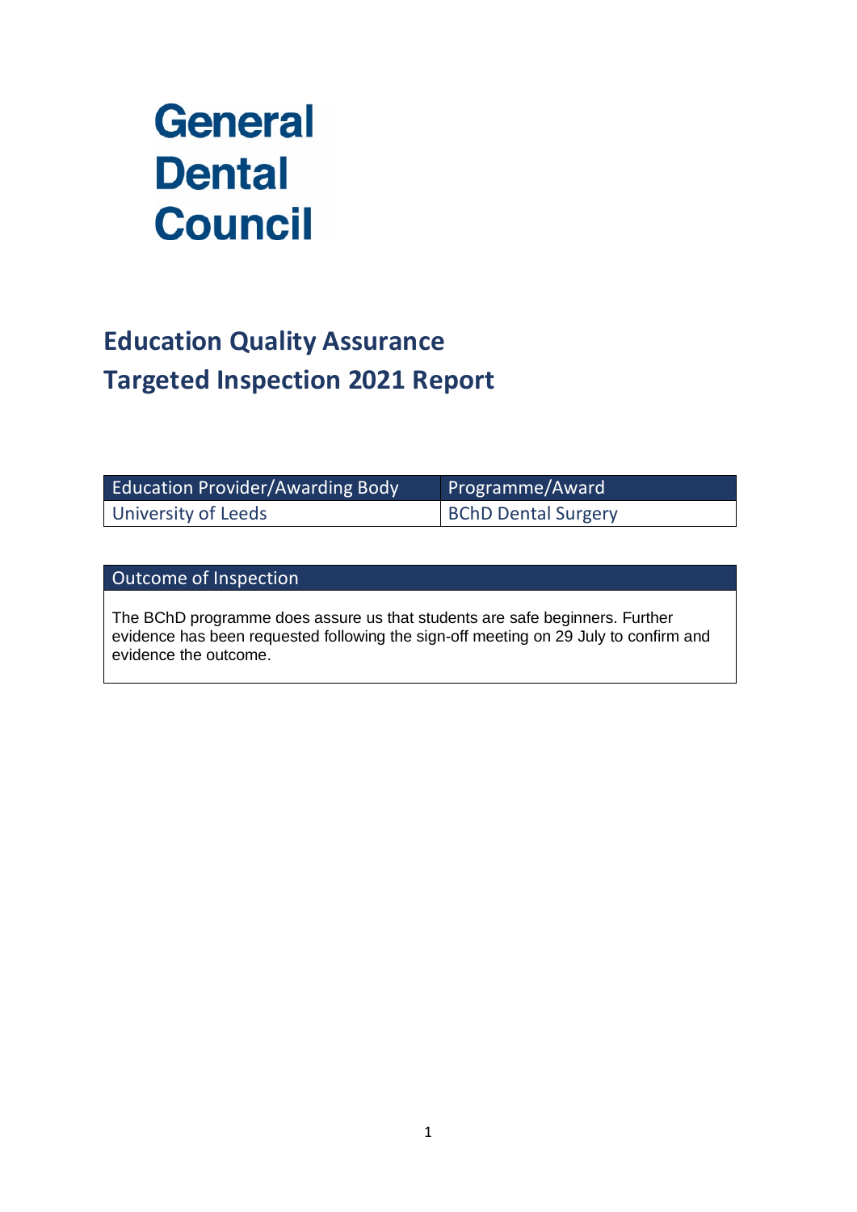# General Dental Council

## Education Quality Assurance
## Targeted Inspection 2021 Report

| Education Provider/Awarding Body | Programme/Award |
| --- | --- |
| University of Leeds | BChD Dental Surgery |

| Outcome of Inspection |
| --- |
| The BChD programme does assure us that students are safe beginners. Further evidence has been requested following the sign-off meeting on 29 July to confirm and evidence the outcome. |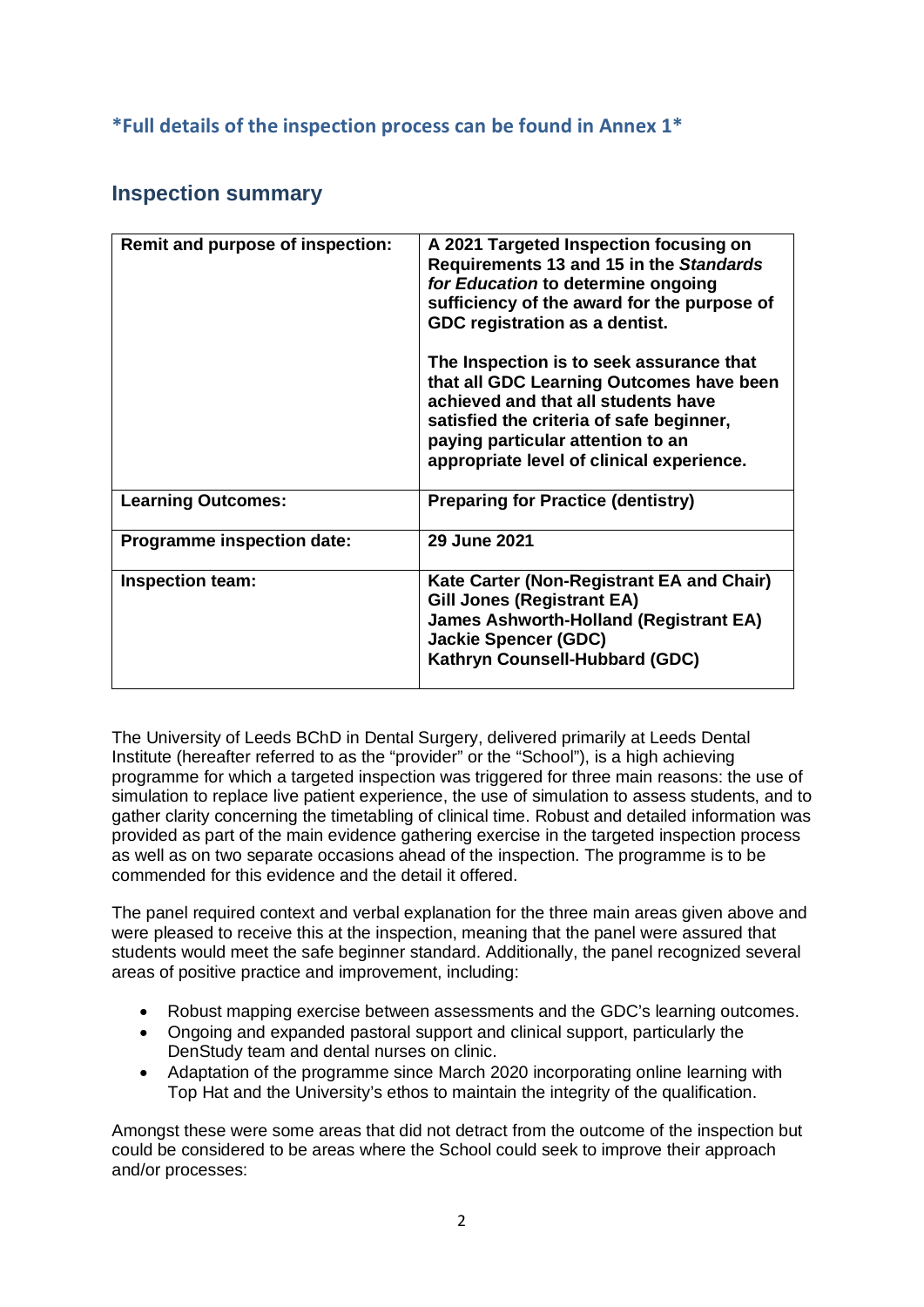**\*Full details of the inspection process can be found in Annex 1\***

## Inspection summary

| Remit and purpose of inspection: | A 2021 Targeted Inspection focusing on Requirements 13 and 15 in the ***Standards for Education*** to determine ongoing sufficiency of the award for the purpose of GDC registration as a dentist.<br><br>The Inspection is to seek assurance that that all GDC Learning Outcomes have been achieved and that all students have satisfied the criteria of safe beginner, paying particular attention to an appropriate level of clinical experience. |
|---|---|
| **Learning Outcomes:** | **Preparing for Practice (dentistry)** |
| **Programme inspection date:** | **29 June 2021** |
| **Inspection team:** | **Kate Carter (Non-Registrant EA and Chair)**<br>**Gill Jones (Registrant EA)**<br>**James Ashworth-Holland (Registrant EA)**<br>**Jackie Spencer (GDC)**<br>**Kathryn Counsell-Hubbard (GDC)** |

The University of Leeds BChD in Dental Surgery, delivered primarily at Leeds Dental Institute (hereafter referred to as the "provider" or the "School"), is a high achieving programme for which a targeted inspection was triggered for three main reasons: the use of simulation to replace live patient experience, the use of simulation to assess students, and to gather clarity concerning the timetabling of clinical time. Robust and detailed information was provided as part of the main evidence gathering exercise in the targeted inspection process as well as on two separate occasions ahead of the inspection. The programme is to be commended for this evidence and the detail it offered.

The panel required context and verbal explanation for the three main areas given above and were pleased to receive this at the inspection, meaning that the panel were assured that students would meet the safe beginner standard. Additionally, the panel recognized several areas of positive practice and improvement, including:

- Robust mapping exercise between assessments and the GDC's learning outcomes.
- Ongoing and expanded pastoral support and clinical support, particularly the DenStudy team and dental nurses on clinic.
- Adaptation of the programme since March 2020 incorporating online learning with Top Hat and the University's ethos to maintain the integrity of the qualification.

Amongst these were some areas that did not detract from the outcome of the inspection but could be considered to be areas where the School could seek to improve their approach and/or processes: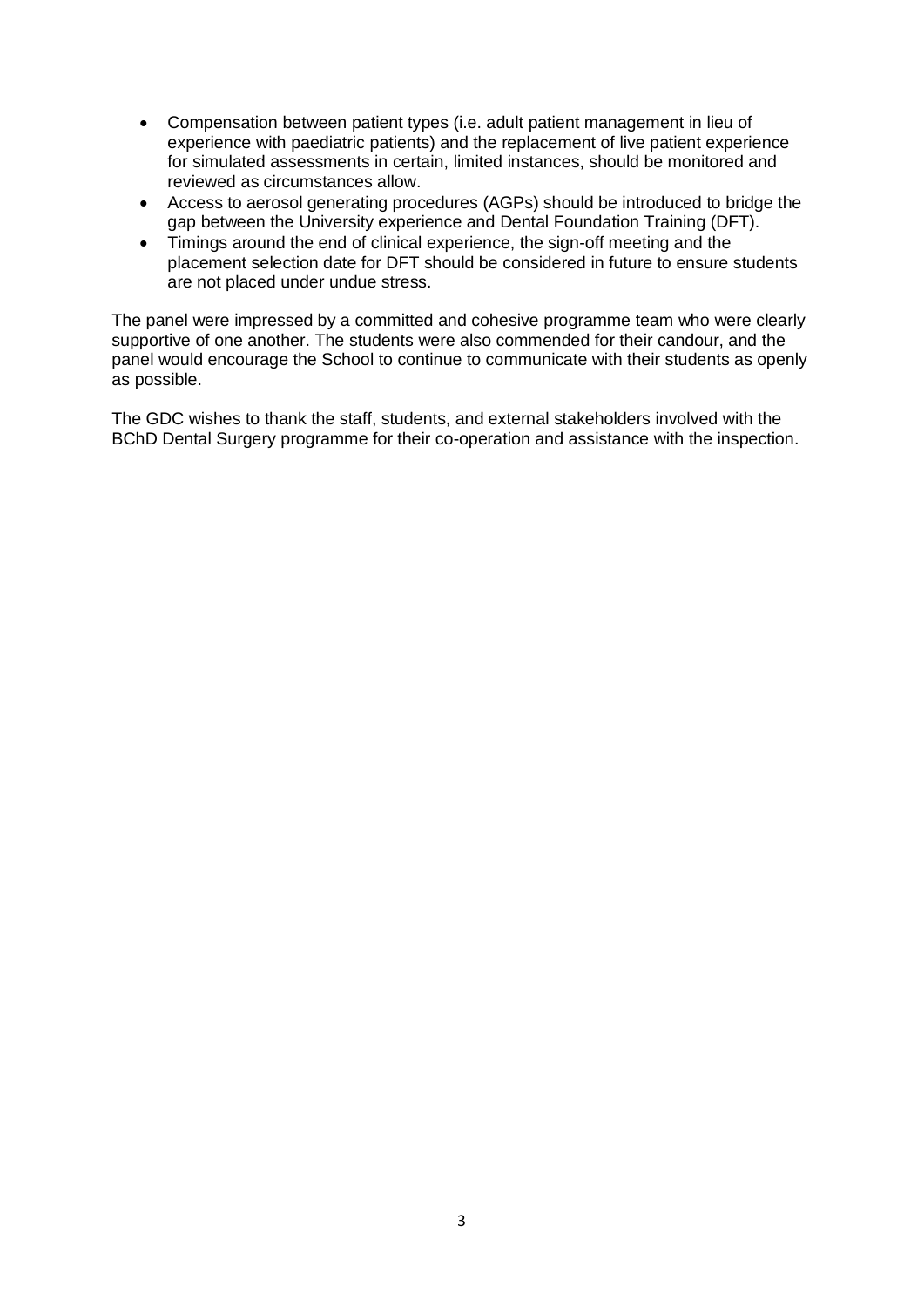- Compensation between patient types (i.e. adult patient management in lieu of experience with paediatric patients) and the replacement of live patient experience for simulated assessments in certain, limited instances, should be monitored and reviewed as circumstances allow.
- Access to aerosol generating procedures (AGPs) should be introduced to bridge the gap between the University experience and Dental Foundation Training (DFT).
- Timings around the end of clinical experience, the sign-off meeting and the placement selection date for DFT should be considered in future to ensure students are not placed under undue stress.

The panel were impressed by a committed and cohesive programme team who were clearly supportive of one another. The students were also commended for their candour, and the panel would encourage the School to continue to communicate with their students as openly as possible.

The GDC wishes to thank the staff, students, and external stakeholders involved with the BChD Dental Surgery programme for their co-operation and assistance with the inspection.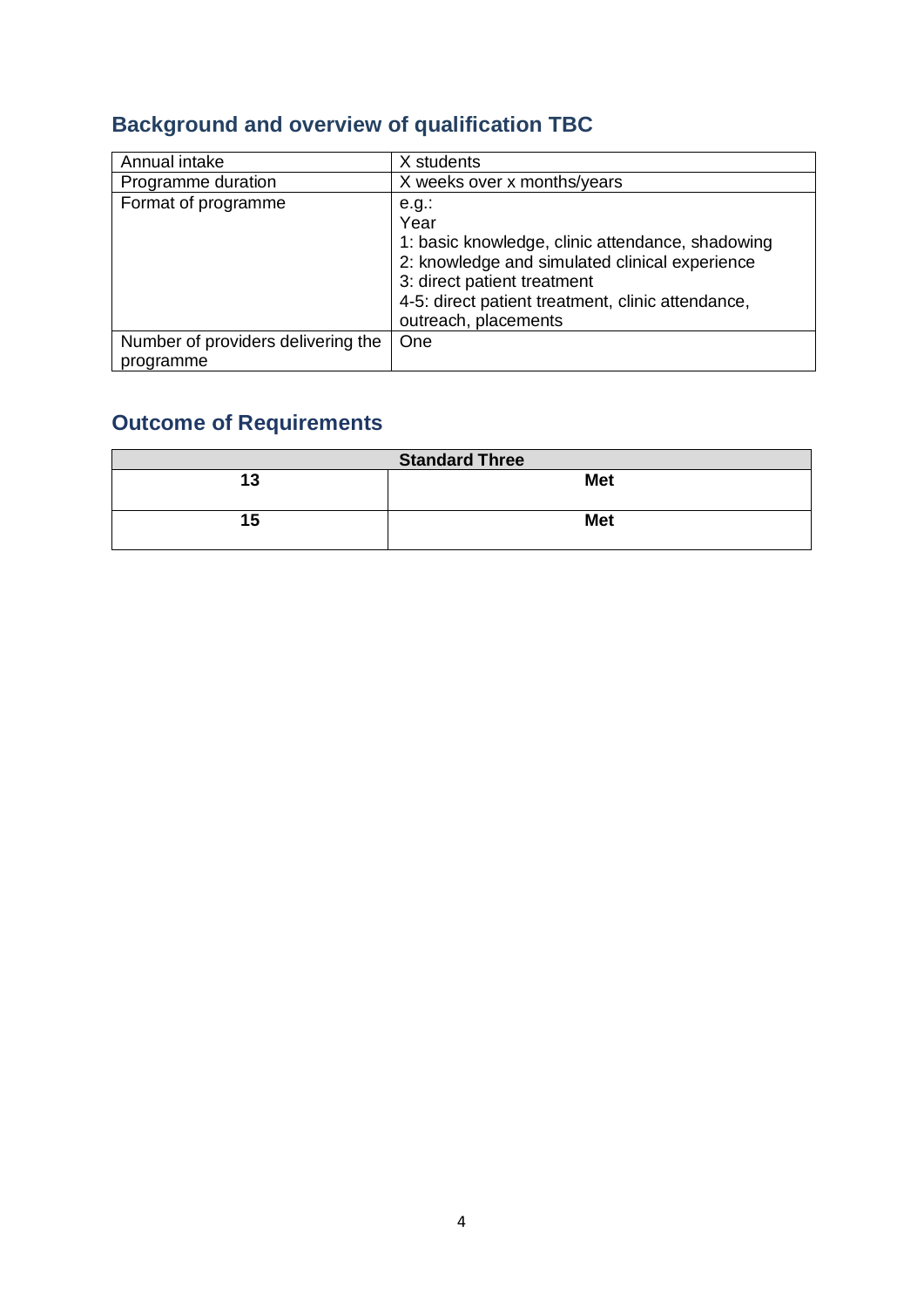## Background and overview of qualification TBC

| | |
|---|---|
| Annual intake | X students |
| Programme duration | X weeks over x months/years |
| Format of programme | e.g.:<br>Year<br>1: basic knowledge, clinic attendance, shadowing<br>2: knowledge and simulated clinical experience<br>3: direct patient treatment<br>4-5: direct patient treatment, clinic attendance, outreach, placements |
| Number of providers delivering the programme | One |

## Outcome of Requirements

| Standard Three | |
|---|---|
| **13** | **Met** |
| **15** | **Met** |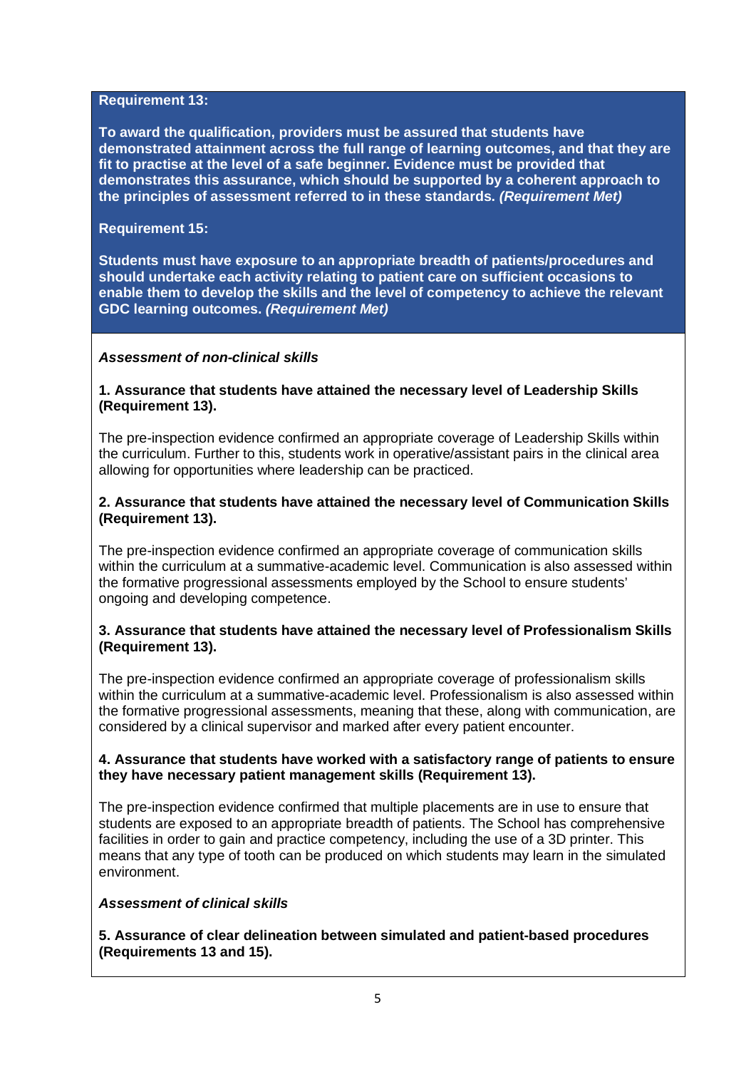**Requirement 13:**

**To award the qualification, providers must be assured that students have demonstrated attainment across the full range of learning outcomes, and that they are fit to practise at the level of a safe beginner. Evidence must be provided that demonstrates this assurance, which should be supported by a coherent approach to the principles of assessment referred to in these standards. *(Requirement Met)***

**Requirement 15:**

**Students must have exposure to an appropriate breadth of patients/procedures and should undertake each activity relating to patient care on sufficient occasions to enable them to develop the skills and the level of competency to achieve the relevant GDC learning outcomes. *(Requirement Met)***

***Assessment of non-clinical skills***

**1. Assurance that students have attained the necessary level of Leadership Skills (Requirement 13).**

The pre-inspection evidence confirmed an appropriate coverage of Leadership Skills within the curriculum. Further to this, students work in operative/assistant pairs in the clinical area allowing for opportunities where leadership can be practiced.

**2. Assurance that students have attained the necessary level of Communication Skills (Requirement 13).**

The pre-inspection evidence confirmed an appropriate coverage of communication skills within the curriculum at a summative-academic level. Communication is also assessed within the formative progressional assessments employed by the School to ensure students' ongoing and developing competence.

**3. Assurance that students have attained the necessary level of Professionalism Skills (Requirement 13).**

The pre-inspection evidence confirmed an appropriate coverage of professionalism skills within the curriculum at a summative-academic level. Professionalism is also assessed within the formative progressional assessments, meaning that these, along with communication, are considered by a clinical supervisor and marked after every patient encounter.

**4. Assurance that students have worked with a satisfactory range of patients to ensure they have necessary patient management skills (Requirement 13).**

The pre-inspection evidence confirmed that multiple placements are in use to ensure that students are exposed to an appropriate breadth of patients. The School has comprehensive facilities in order to gain and practice competency, including the use of a 3D printer. This means that any type of tooth can be produced on which students may learn in the simulated environment.

***Assessment of clinical skills***

**5. Assurance of clear delineation between simulated and patient-based procedures (Requirements 13 and 15).**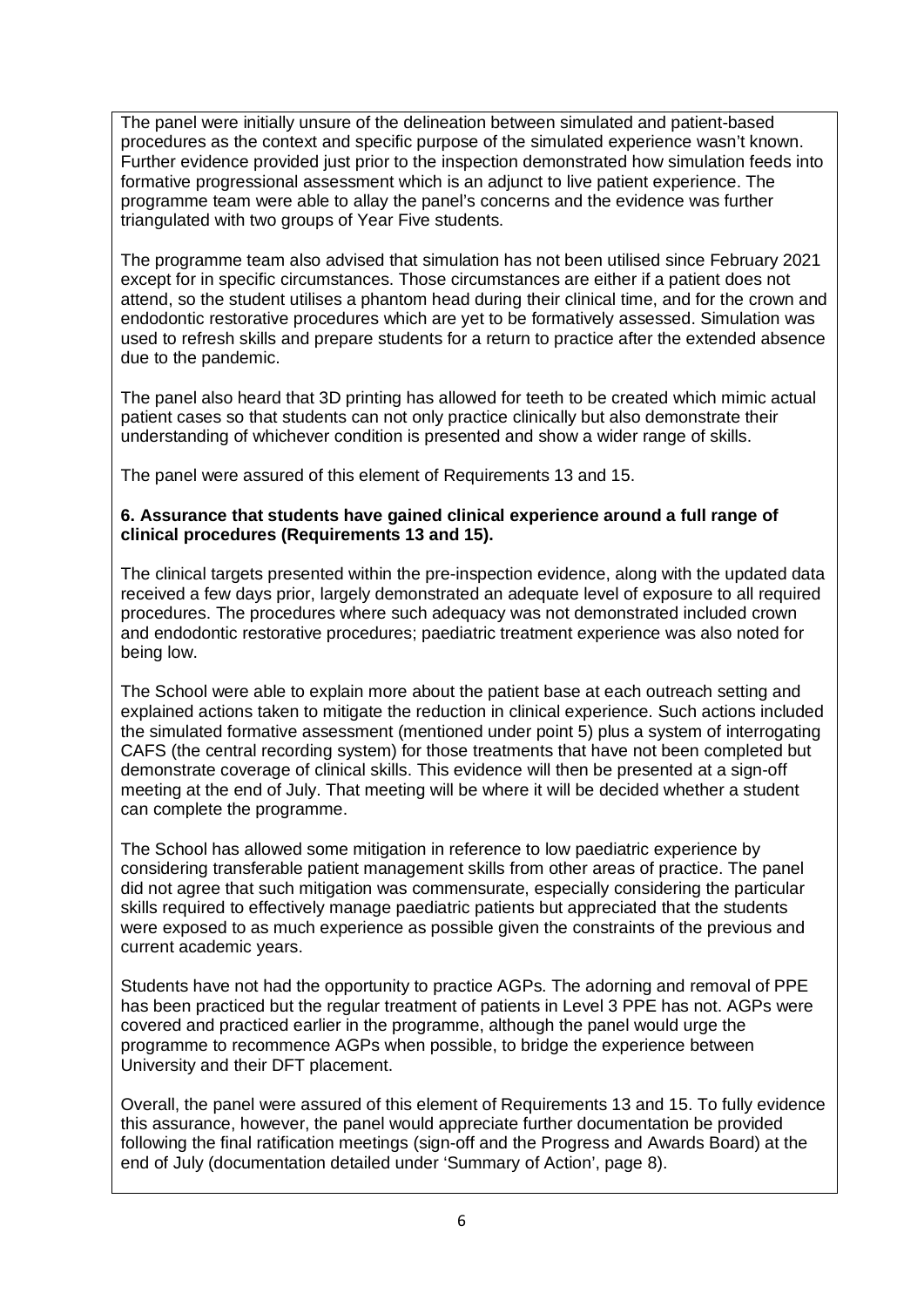The panel were initially unsure of the delineation between simulated and patient-based procedures as the context and specific purpose of the simulated experience wasn't known. Further evidence provided just prior to the inspection demonstrated how simulation feeds into formative progressional assessment which is an adjunct to live patient experience. The programme team were able to allay the panel's concerns and the evidence was further triangulated with two groups of Year Five students.

The programme team also advised that simulation has not been utilised since February 2021 except for in specific circumstances. Those circumstances are either if a patient does not attend, so the student utilises a phantom head during their clinical time, and for the crown and endodontic restorative procedures which are yet to be formatively assessed. Simulation was used to refresh skills and prepare students for a return to practice after the extended absence due to the pandemic.

The panel also heard that 3D printing has allowed for teeth to be created which mimic actual patient cases so that students can not only practice clinically but also demonstrate their understanding of whichever condition is presented and show a wider range of skills.

The panel were assured of this element of Requirements 13 and 15.

**6. Assurance that students have gained clinical experience around a full range of clinical procedures (Requirements 13 and 15).**

The clinical targets presented within the pre-inspection evidence, along with the updated data received a few days prior, largely demonstrated an adequate level of exposure to all required procedures. The procedures where such adequacy was not demonstrated included crown and endodontic restorative procedures; paediatric treatment experience was also noted for being low.

The School were able to explain more about the patient base at each outreach setting and explained actions taken to mitigate the reduction in clinical experience. Such actions included the simulated formative assessment (mentioned under point 5) plus a system of interrogating CAFS (the central recording system) for those treatments that have not been completed but demonstrate coverage of clinical skills. This evidence will then be presented at a sign-off meeting at the end of July. That meeting will be where it will be decided whether a student can complete the programme.

The School has allowed some mitigation in reference to low paediatric experience by considering transferable patient management skills from other areas of practice. The panel did not agree that such mitigation was commensurate, especially considering the particular skills required to effectively manage paediatric patients but appreciated that the students were exposed to as much experience as possible given the constraints of the previous and current academic years.

Students have not had the opportunity to practice AGPs. The adorning and removal of PPE has been practiced but the regular treatment of patients in Level 3 PPE has not. AGPs were covered and practiced earlier in the programme, although the panel would urge the programme to recommence AGPs when possible, to bridge the experience between University and their DFT placement.

Overall, the panel were assured of this element of Requirements 13 and 15. To fully evidence this assurance, however, the panel would appreciate further documentation be provided following the final ratification meetings (sign-off and the Progress and Awards Board) at the end of July (documentation detailed under 'Summary of Action', page 8).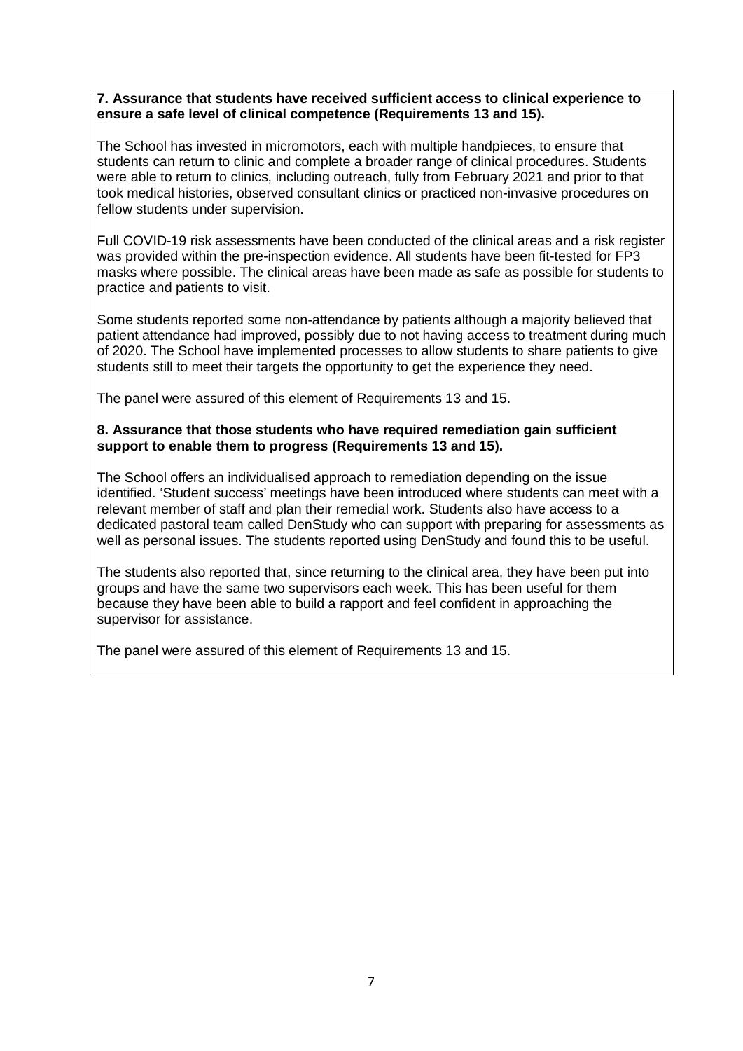**7. Assurance that students have received sufficient access to clinical experience to ensure a safe level of clinical competence (Requirements 13 and 15).**

The School has invested in micromotors, each with multiple handpieces, to ensure that students can return to clinic and complete a broader range of clinical procedures. Students were able to return to clinics, including outreach, fully from February 2021 and prior to that took medical histories, observed consultant clinics or practiced non-invasive procedures on fellow students under supervision.

Full COVID-19 risk assessments have been conducted of the clinical areas and a risk register was provided within the pre-inspection evidence. All students have been fit-tested for FP3 masks where possible. The clinical areas have been made as safe as possible for students to practice and patients to visit.

Some students reported some non-attendance by patients although a majority believed that patient attendance had improved, possibly due to not having access to treatment during much of 2020. The School have implemented processes to allow students to share patients to give students still to meet their targets the opportunity to get the experience they need.

The panel were assured of this element of Requirements 13 and 15.

**8. Assurance that those students who have required remediation gain sufficient support to enable them to progress (Requirements 13 and 15).**

The School offers an individualised approach to remediation depending on the issue identified. 'Student success' meetings have been introduced where students can meet with a relevant member of staff and plan their remedial work. Students also have access to a dedicated pastoral team called DenStudy who can support with preparing for assessments as well as personal issues. The students reported using DenStudy and found this to be useful.

The students also reported that, since returning to the clinical area, they have been put into groups and have the same two supervisors each week. This has been useful for them because they have been able to build a rapport and feel confident in approaching the supervisor for assistance.

The panel were assured of this element of Requirements 13 and 15.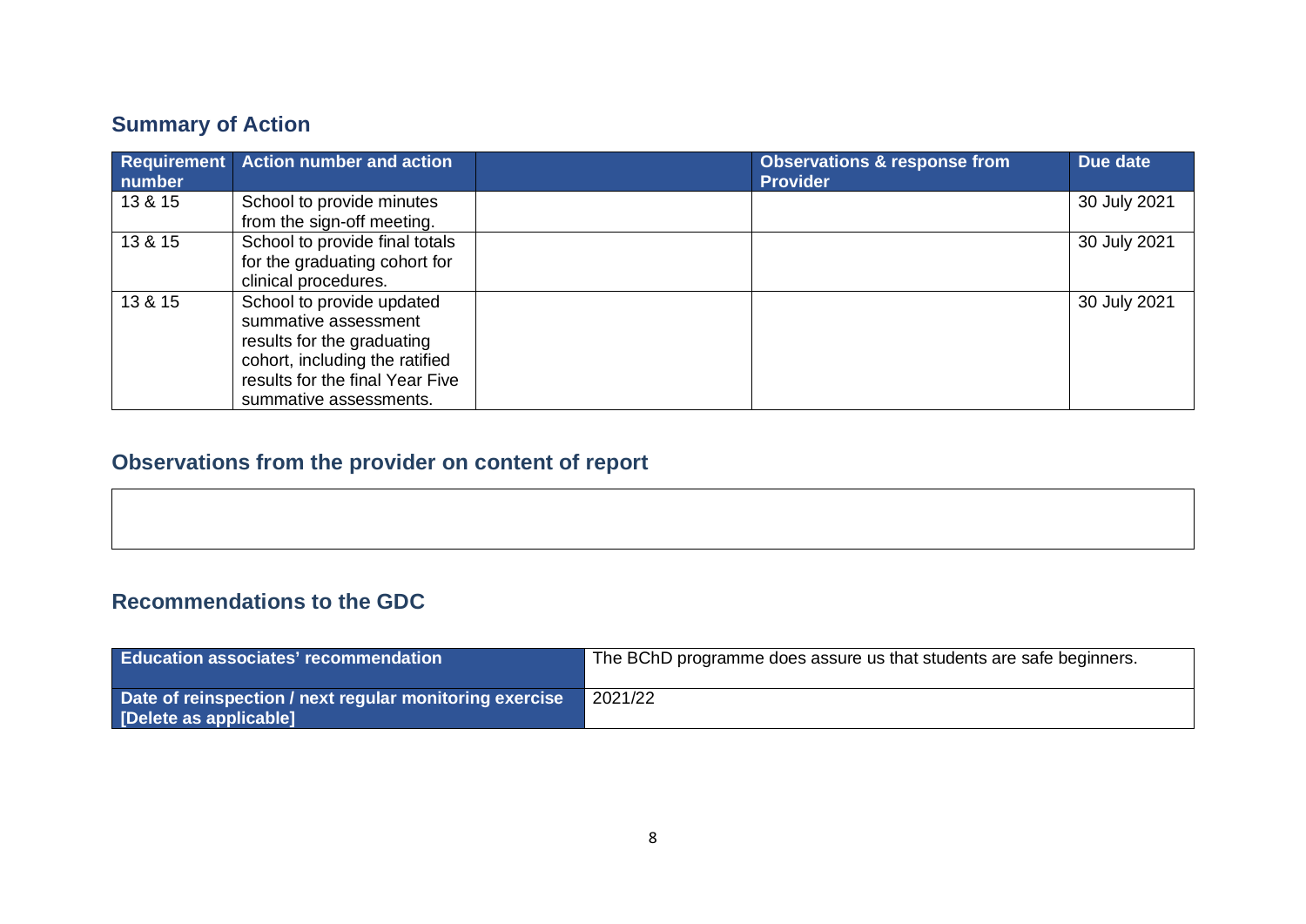## Summary of Action

| Requirement number | Action number and action | | Observations & response from Provider | Due date |
|---|---|---|---|---|
| 13 & 15 | School to provide minutes from the sign-off meeting. | | | 30 July 2021 |
| 13 & 15 | School to provide final totals for the graduating cohort for clinical procedures. | | | 30 July 2021 |
| 13 & 15 | School to provide updated summative assessment results for the graduating cohort, including the ratified results for the final Year Five summative assessments. | | | 30 July 2021 |

## Observations from the provider on content of report

## Recommendations to the GDC

| **Education associates' recommendation** | The BChD programme does assure us that students are safe beginners. |
|---|---|
| **Date of reinspection / next regular monitoring exercise [Delete as applicable]** | 2021/22 |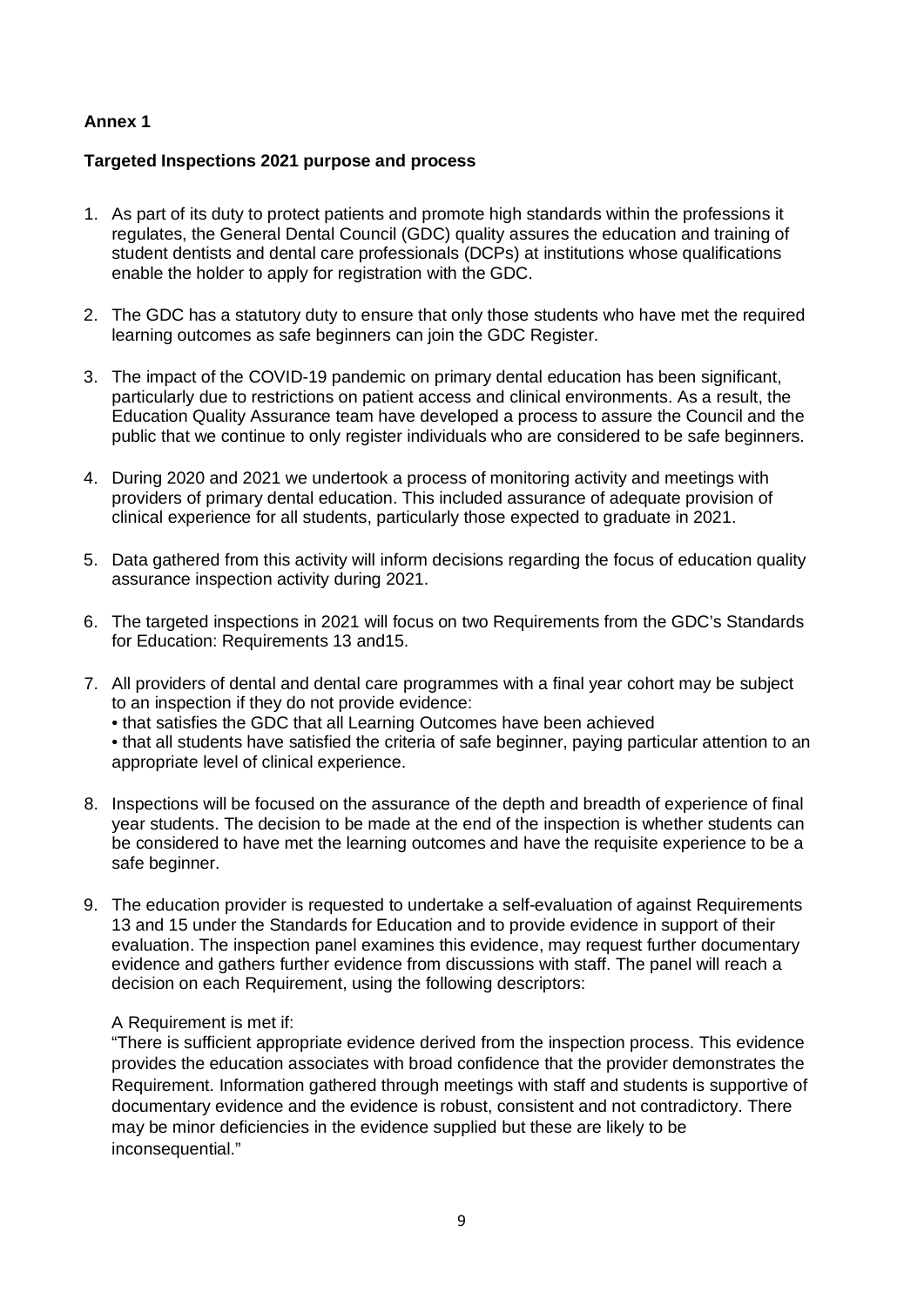**Annex 1**

**Targeted Inspections 2021 purpose and process**

1. As part of its duty to protect patients and promote high standards within the professions it regulates, the General Dental Council (GDC) quality assures the education and training of student dentists and dental care professionals (DCPs) at institutions whose qualifications enable the holder to apply for registration with the GDC.

2. The GDC has a statutory duty to ensure that only those students who have met the required learning outcomes as safe beginners can join the GDC Register.

3. The impact of the COVID-19 pandemic on primary dental education has been significant, particularly due to restrictions on patient access and clinical environments. As a result, the Education Quality Assurance team have developed a process to assure the Council and the public that we continue to only register individuals who are considered to be safe beginners.

4. During 2020 and 2021 we undertook a process of monitoring activity and meetings with providers of primary dental education. This included assurance of adequate provision of clinical experience for all students, particularly those expected to graduate in 2021.

5. Data gathered from this activity will inform decisions regarding the focus of education quality assurance inspection activity during 2021.

6. The targeted inspections in 2021 will focus on two Requirements from the GDC's Standards for Education: Requirements 13 and15.

7. All providers of dental and dental care programmes with a final year cohort may be subject to an inspection if they do not provide evidence:
   • that satisfies the GDC that all Learning Outcomes have been achieved
   • that all students have satisfied the criteria of safe beginner, paying particular attention to an appropriate level of clinical experience.

8. Inspections will be focused on the assurance of the depth and breadth of experience of final year students. The decision to be made at the end of the inspection is whether students can be considered to have met the learning outcomes and have the requisite experience to be a safe beginner.

9. The education provider is requested to undertake a self-evaluation of against Requirements 13 and 15 under the Standards for Education and to provide evidence in support of their evaluation. The inspection panel examines this evidence, may request further documentary evidence and gathers further evidence from discussions with staff. The panel will reach a decision on each Requirement, using the following descriptors:

   A Requirement is met if:
   "There is sufficient appropriate evidence derived from the inspection process. This evidence provides the education associates with broad confidence that the provider demonstrates the Requirement. Information gathered through meetings with staff and students is supportive of documentary evidence and the evidence is robust, consistent and not contradictory. There may be minor deficiencies in the evidence supplied but these are likely to be inconsequential."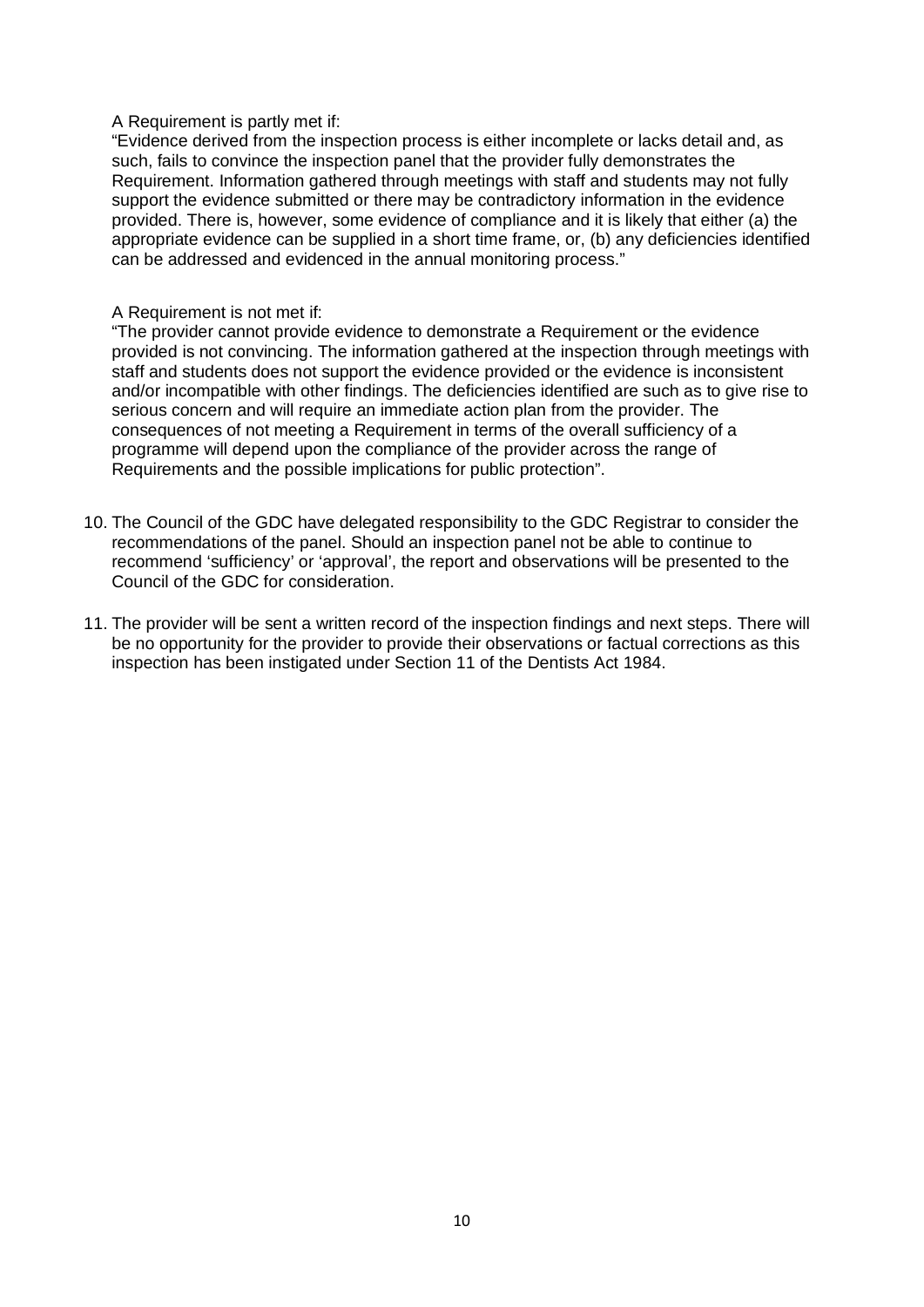A Requirement is partly met if:

"Evidence derived from the inspection process is either incomplete or lacks detail and, as such, fails to convince the inspection panel that the provider fully demonstrates the Requirement. Information gathered through meetings with staff and students may not fully support the evidence submitted or there may be contradictory information in the evidence provided. There is, however, some evidence of compliance and it is likely that either (a) the appropriate evidence can be supplied in a short time frame, or, (b) any deficiencies identified can be addressed and evidenced in the annual monitoring process."

A Requirement is not met if:

"The provider cannot provide evidence to demonstrate a Requirement or the evidence provided is not convincing. The information gathered at the inspection through meetings with staff and students does not support the evidence provided or the evidence is inconsistent and/or incompatible with other findings. The deficiencies identified are such as to give rise to serious concern and will require an immediate action plan from the provider. The consequences of not meeting a Requirement in terms of the overall sufficiency of a programme will depend upon the compliance of the provider across the range of Requirements and the possible implications for public protection".

10. The Council of the GDC have delegated responsibility to the GDC Registrar to consider the recommendations of the panel. Should an inspection panel not be able to continue to recommend 'sufficiency' or 'approval', the report and observations will be presented to the Council of the GDC for consideration.

11. The provider will be sent a written record of the inspection findings and next steps. There will be no opportunity for the provider to provide their observations or factual corrections as this inspection has been instigated under Section 11 of the Dentists Act 1984.